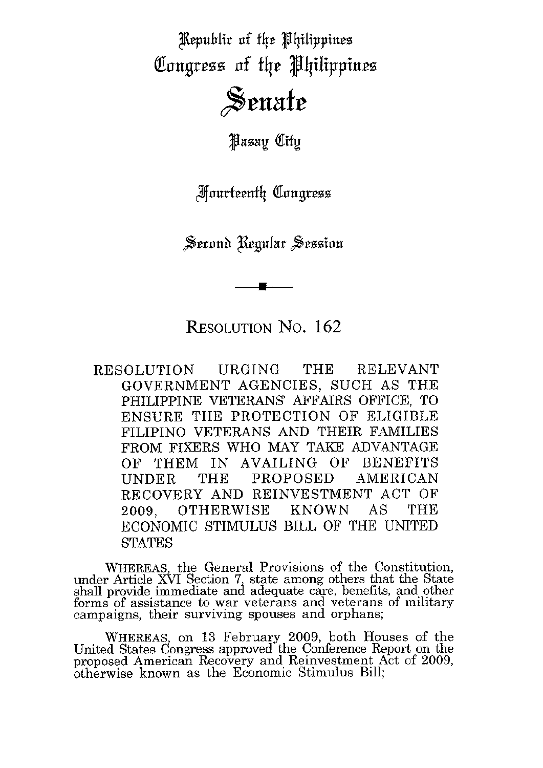Republic of the Philippines
Congress of the Philippines

# Senate

Pasay City

Fourteenth Congress

Second Regular Session

## RESOLUTION No. 162

RESOLUTION URGING THE RELEVANT GOVERNMENT AGENCIES, SUCH AS THE PHILIPPINE VETERANS' AFFAIRS OFFICE, TO ENSURE THE PROTECTION OF ELIGIBLE FILIPINO VETERANS AND THEIR FAMILIES FROM FIXERS WHO MAY TAKE ADVANTAGE OF THEM IN AVAILING OF BENEFITS UNDER THE PROPOSED AMERICAN RECOVERY AND REINVESTMENT ACT OF 2009, OTHERWISE KNOWN AS THE ECONOMIC STIMULUS BILL OF THE UNITED STATES

WHEREAS, the General Provisions of the Constitution, under Article XVI Section 7, state among others that the State shall provide immediate and adequate care, benefits, and other forms of assistance to war veterans and veterans of military campaigns, their surviving spouses and orphans;

WHEREAS, on 13 February 2009, both Houses of the United States Congress approved the Conference Report on the proposed American Recovery and Reinvestment Act of 2009, otherwise known as the Economic Stimulus Bill;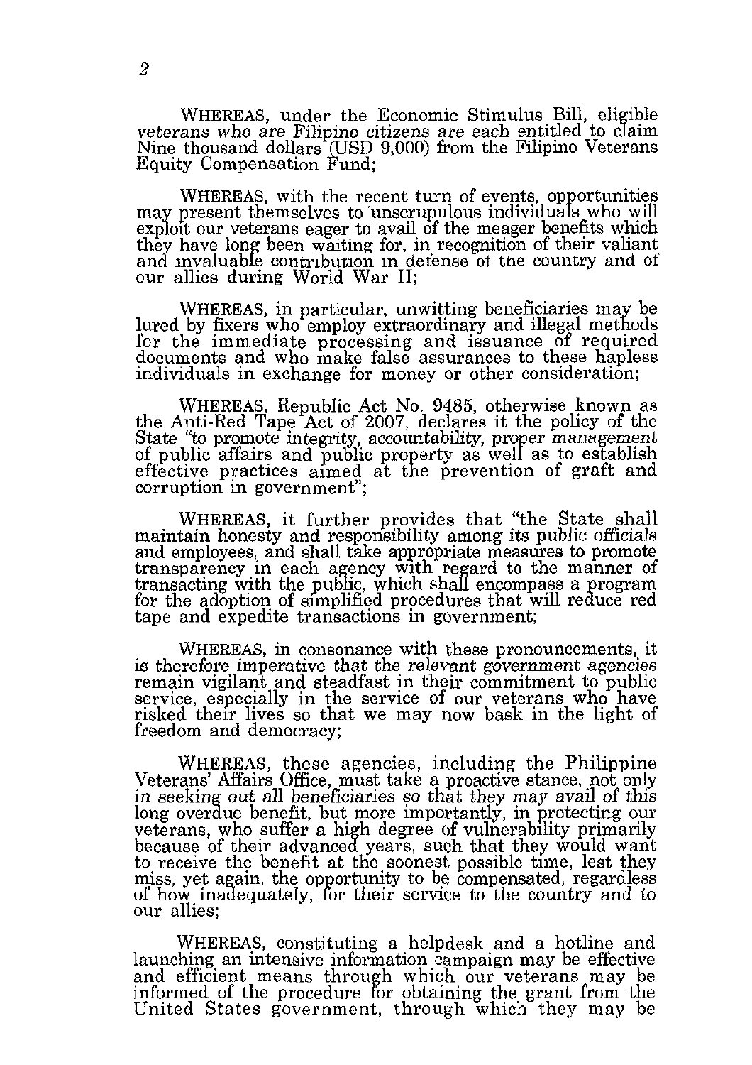WHEREAS, under the Economic Stimulus Bill, eligible veterans who are Filipino citizens are each entitled to claim Nine thousand dollars (USD 9,000) from the Filipino Veterans Equity Compensation Fund;

WHEREAS, with the recent turn of events, opportunities may present themselves to unscrupulous individuals who will exploit our veterans eager to avail of the meager benefits which they have long been waiting for, in recognition of their valiant and invaluable contribution in defense of the country and of our allies during World War II;

WHEREAS, in particular, unwitting beneficiaries may be lured by fixers who employ extraordinary and illegal methods for the immediate processing and issuance of required documents and who make false assurances to these hapless individuals in exchange for money or other consideration;

WHEREAS, Republic Act No. 9485, otherwise known as the Anti-Red Tape Act of 2007, declares it the policy of the State "to promote integrity, accountability, proper management of public affairs and public property as well as to establish effective practices aimed at the prevention of graft and corruption in government";

WHEREAS, it further provides that "the State shall maintain honesty and responsibility among its public officials and employees, and shall take appropriate measures to promote transparency in each agency with regard to the manner of transacting with the public, which shall encompass a program for the adoption of simplified procedures that will reduce red tape and expedite transactions in government;

WHEREAS, in consonance with these pronouncements, it is therefore imperative that the relevant government agencies remain vigilant and steadfast in their commitment to public service, especially in the service of our veterans who have risked their lives so that we may now bask in the light of freedom and democracy;

WHEREAS, these agencies, including the Philippine Veterans' Affairs Office, must take a proactive stance, not only in seeking out all beneficiaries so that they may avail of this long overdue benefit, but more importantly, in protecting our veterans, who suffer a high degree of vulnerability primarily because of their advanced years, such that they would want to receive the benefit at the soonest possible time, lest they miss, yet again, the opportunity to be compensated, regardless of how inadequately, for their service to the country and to our allies;

WHEREAS, constituting a helpdesk and a hotline and launching an intensive information campaign may be effective and efficient means through which our veterans may be informed of the procedure for obtaining the grant from the United States government, through which they may be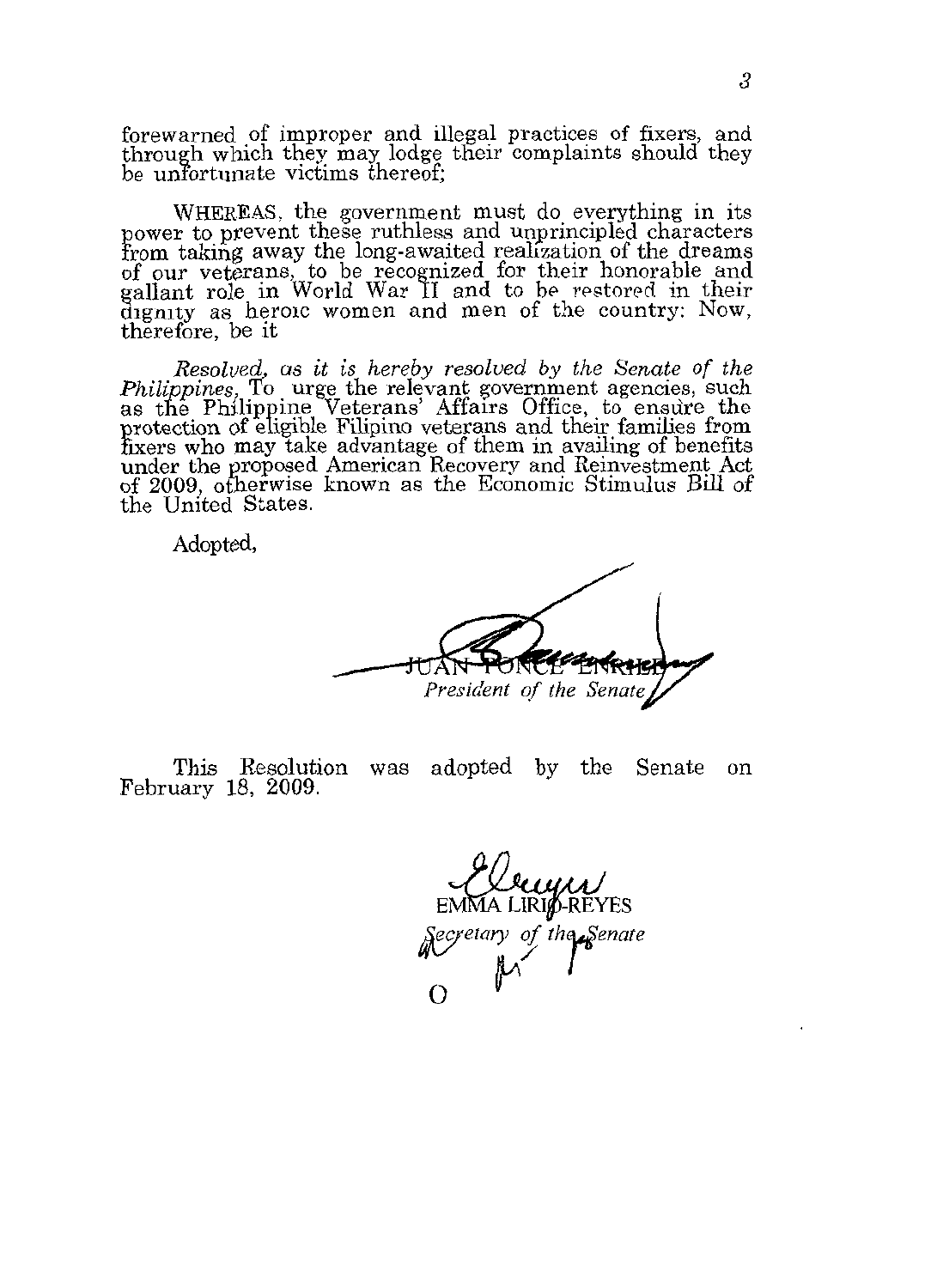forewarned of improper and illegal practices of fixers, and through which they may lodge their complaints should they be unfortunate victims thereof;

WHEREAS, the government must do everything in its power to prevent these ruthless and unprincipled characters from taking away the long-awaited realization of the dreams of our veterans, to be recognized for their honorable and gallant role in World War II and to be restored in their dignity as heroic women and men of the country: Now, therefore, be it

*Resolved, as it is hereby resolved by the Senate of the Philippines,* To urge the relevant government agencies, such as the Philippine Veterans' Affairs Office, to ensure the protection of eligible Filipino veterans and their families from fixers who may take advantage of them in availing of benefits under the proposed American Recovery and Reinvestment Act of 2009, otherwise known as the Economic Stimulus Bill of the United States.

Adopted,

JUAN PONCE ENRILE
*President of the Senate*

This Resolution was adopted by the Senate on February 18, 2009.

EMMA LIRIO-REYES
*Secretary of the Senate*

O